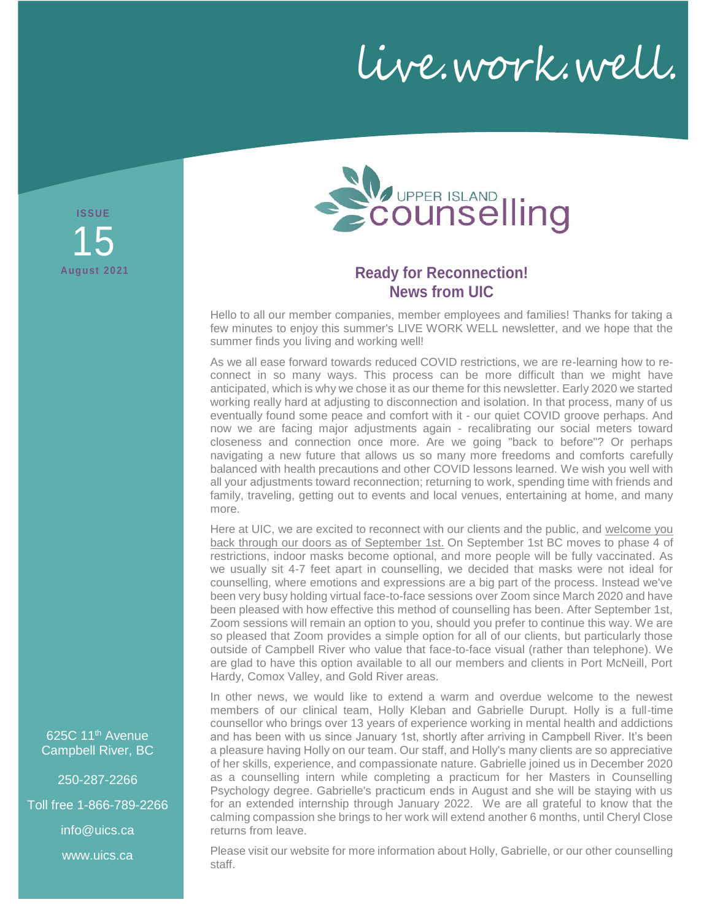# live.work.well.

**ISSUE**
15
**August 2021**

UPPER ISLAND counselling

## Ready for Reconnection!
## News from UIC

Hello to all our member companies, member employees and families! Thanks for taking a few minutes to enjoy this summer's LIVE WORK WELL newsletter, and we hope that the summer finds you living and working well!

As we all ease forward towards reduced COVID restrictions, we are re-learning how to re-connect in so many ways. This process can be more difficult than we might have anticipated, which is why we chose it as our theme for this newsletter. Early 2020 we started working really hard at adjusting to disconnection and isolation. In that process, many of us eventually found some peace and comfort with it - our quiet COVID groove perhaps. And now we are facing major adjustments again - recalibrating our social meters toward closeness and connection once more. Are we going "back to before"? Or perhaps navigating a new future that allows us so many more freedoms and comforts carefully balanced with health precautions and other COVID lessons learned. We wish you well with all your adjustments toward reconnection; returning to work, spending time with friends and family, traveling, getting out to events and local venues, entertaining at home, and many more.

Here at UIC, we are excited to reconnect with our clients and the public, and welcome you back through our doors as of September 1st. On September 1st BC moves to phase 4 of restrictions, indoor masks become optional, and more people will be fully vaccinated. As we usually sit 4-7 feet apart in counselling, we decided that masks were not ideal for counselling, where emotions and expressions are a big part of the process. Instead we've been very busy holding virtual face-to-face sessions over Zoom since March 2020 and have been pleased with how effective this method of counselling has been. After September 1st, Zoom sessions will remain an option to you, should you prefer to continue this way. We are so pleased that Zoom provides a simple option for all of our clients, but particularly those outside of Campbell River who value that face-to-face visual (rather than telephone). We are glad to have this option available to all our members and clients in Port McNeill, Port Hardy, Comox Valley, and Gold River areas.

In other news, we would like to extend a warm and overdue welcome to the newest members of our clinical team, Holly Kleban and Gabrielle Durupt. Holly is a full-time counsellor who brings over 13 years of experience working in mental health and addictions and has been with us since January 1st, shortly after arriving in Campbell River. It's been a pleasure having Holly on our team. Our staff, and Holly's many clients are so appreciative of her skills, experience, and compassionate nature. Gabrielle joined us in December 2020 as a counselling intern while completing a practicum for her Masters in Counselling Psychology degree. Gabrielle's practicum ends in August and she will be staying with us for an extended internship through January 2022. We are all grateful to know that the calming compassion she brings to her work will extend another 6 months, until Cheryl Close returns from leave.

Please visit our website for more information about Holly, Gabrielle, or our other counselling staff.

625C 11th Avenue
Campbell River, BC

250-287-2266

Toll free 1-866-789-2266

info@uics.ca

www.uics.ca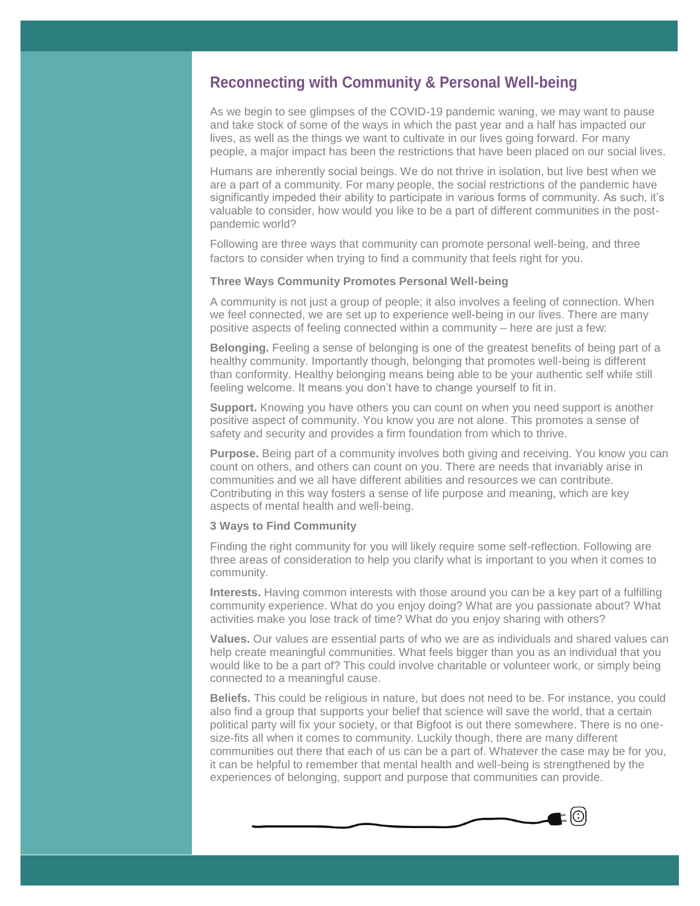## Reconnecting with Community & Personal Well-being

As we begin to see glimpses of the COVID-19 pandemic waning, we may want to pause and take stock of some of the ways in which the past year and a half has impacted our lives, as well as the things we want to cultivate in our lives going forward. For many people, a major impact has been the restrictions that have been placed on our social lives.

Humans are inherently social beings. We do not thrive in isolation, but live best when we are a part of a community. For many people, the social restrictions of the pandemic have significantly impeded their ability to participate in various forms of community. As such, it's valuable to consider, how would you like to be a part of different communities in the post-pandemic world?

Following are three ways that community can promote personal well-being, and three factors to consider when trying to find a community that feels right for you.

### Three Ways Community Promotes Personal Well-being

A community is not just a group of people; it also involves a feeling of connection. When we feel connected, we are set up to experience well-being in our lives. There are many positive aspects of feeling connected within a community – here are just a few:

**Belonging.** Feeling a sense of belonging is one of the greatest benefits of being part of a healthy community. Importantly though, belonging that promotes well-being is different than conformity. Healthy belonging means being able to be your authentic self while still feeling welcome. It means you don't have to change yourself to fit in.

**Support.** Knowing you have others you can count on when you need support is another positive aspect of community. You know you are not alone. This promotes a sense of safety and security and provides a firm foundation from which to thrive.

**Purpose.** Being part of a community involves both giving and receiving. You know you can count on others, and others can count on you. There are needs that invariably arise in communities and we all have different abilities and resources we can contribute. Contributing in this way fosters a sense of life purpose and meaning, which are key aspects of mental health and well-being.

### 3 Ways to Find Community

Finding the right community for you will likely require some self-reflection. Following are three areas of consideration to help you clarify what is important to you when it comes to community.

**Interests.** Having common interests with those around you can be a key part of a fulfilling community experience. What do you enjoy doing? What are you passionate about? What activities make you lose track of time? What do you enjoy sharing with others?

**Values.** Our values are essential parts of who we are as individuals and shared values can help create meaningful communities. What feels bigger than you as an individual that you would like to be a part of? This could involve charitable or volunteer work, or simply being connected to a meaningful cause.

**Beliefs.** This could be religious in nature, but does not need to be. For instance, you could also find a group that supports your belief that science will save the world, that a certain political party will fix your society, or that Bigfoot is out there somewhere. There is no one-size-fits all when it comes to community. Luckily though, there are many different communities out there that each of us can be a part of. Whatever the case may be for you, it can be helpful to remember that mental health and well-being is strengthened by the experiences of belonging, support and purpose that communities can provide.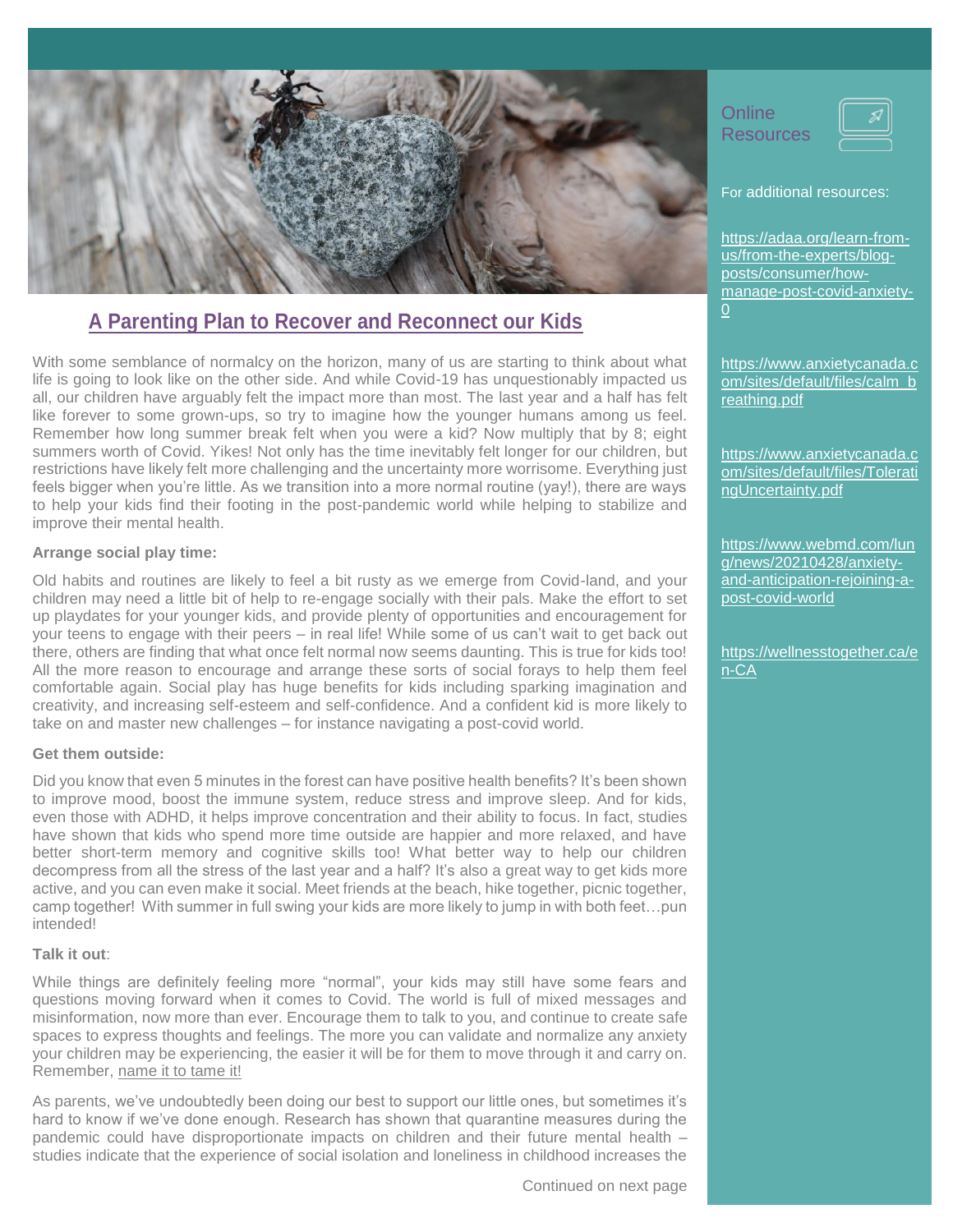## A Parenting Plan to Recover and Reconnect our Kids

With some semblance of normalcy on the horizon, many of us are starting to think about what life is going to look like on the other side. And while Covid-19 has unquestionably impacted us all, our children have arguably felt the impact more than most. The last year and a half has felt like forever to some grown-ups, so try to imagine how the younger humans among us feel. Remember how long summer break felt when you were a kid? Now multiply that by 8; eight summers worth of Covid. Yikes! Not only has the time inevitably felt longer for our children, but restrictions have likely felt more challenging and the uncertainty more worrisome. Everything just feels bigger when you're little. As we transition into a more normal routine (yay!), there are ways to help your kids find their footing in the post-pandemic world while helping to stabilize and improve their mental health.

**Arrange social play time:**

Old habits and routines are likely to feel a bit rusty as we emerge from Covid-land, and your children may need a little bit of help to re-engage socially with their pals. Make the effort to set up playdates for your younger kids, and provide plenty of opportunities and encouragement for your teens to engage with their peers – in real life! While some of us can't wait to get back out there, others are finding that what once felt normal now seems daunting. This is true for kids too! All the more reason to encourage and arrange these sorts of social forays to help them feel comfortable again. Social play has huge benefits for kids including sparking imagination and creativity, and increasing self-esteem and self-confidence. And a confident kid is more likely to take on and master new challenges – for instance navigating a post-covid world.

**Get them outside:**

Did you know that even 5 minutes in the forest can have positive health benefits? It's been shown to improve mood, boost the immune system, reduce stress and improve sleep. And for kids, even those with ADHD, it helps improve concentration and their ability to focus. In fact, studies have shown that kids who spend more time outside are happier and more relaxed, and have better short-term memory and cognitive skills too! What better way to help our children decompress from all the stress of the last year and a half? It's also a great way to get kids more active, and you can even make it social. Meet friends at the beach, hike together, picnic together, camp together! With summer in full swing your kids are more likely to jump in with both feet…pun intended!

**Talk it out**:

While things are definitely feeling more "normal", your kids may still have some fears and questions moving forward when it comes to Covid. The world is full of mixed messages and misinformation, now more than ever. Encourage them to talk to you, and continue to create safe spaces to express thoughts and feelings. The more you can validate and normalize any anxiety your children may be experiencing, the easier it will be for them to move through it and carry on. Remember, name it to tame it!

As parents, we've undoubtedly been doing our best to support our little ones, but sometimes it's hard to know if we've done enough. Research has shown that quarantine measures during the pandemic could have disproportionate impacts on children and their future mental health – studies indicate that the experience of social isolation and loneliness in childhood increases the

Continued on next page

### Online Resources

For additional resources:

https://adaa.org/learn-from-us/from-the-experts/blog-posts/consumer/how-manage-post-covid-anxiety-0

https://www.anxietycanada.com/sites/default/files/calm_breathing.pdf

https://www.anxietycanada.com/sites/default/files/ToleratingUncertainty.pdf

https://www.webmd.com/lung/news/20210428/anxiety-and-anticipation-rejoining-a-post-covid-world

https://wellnesstogether.ca/en-CA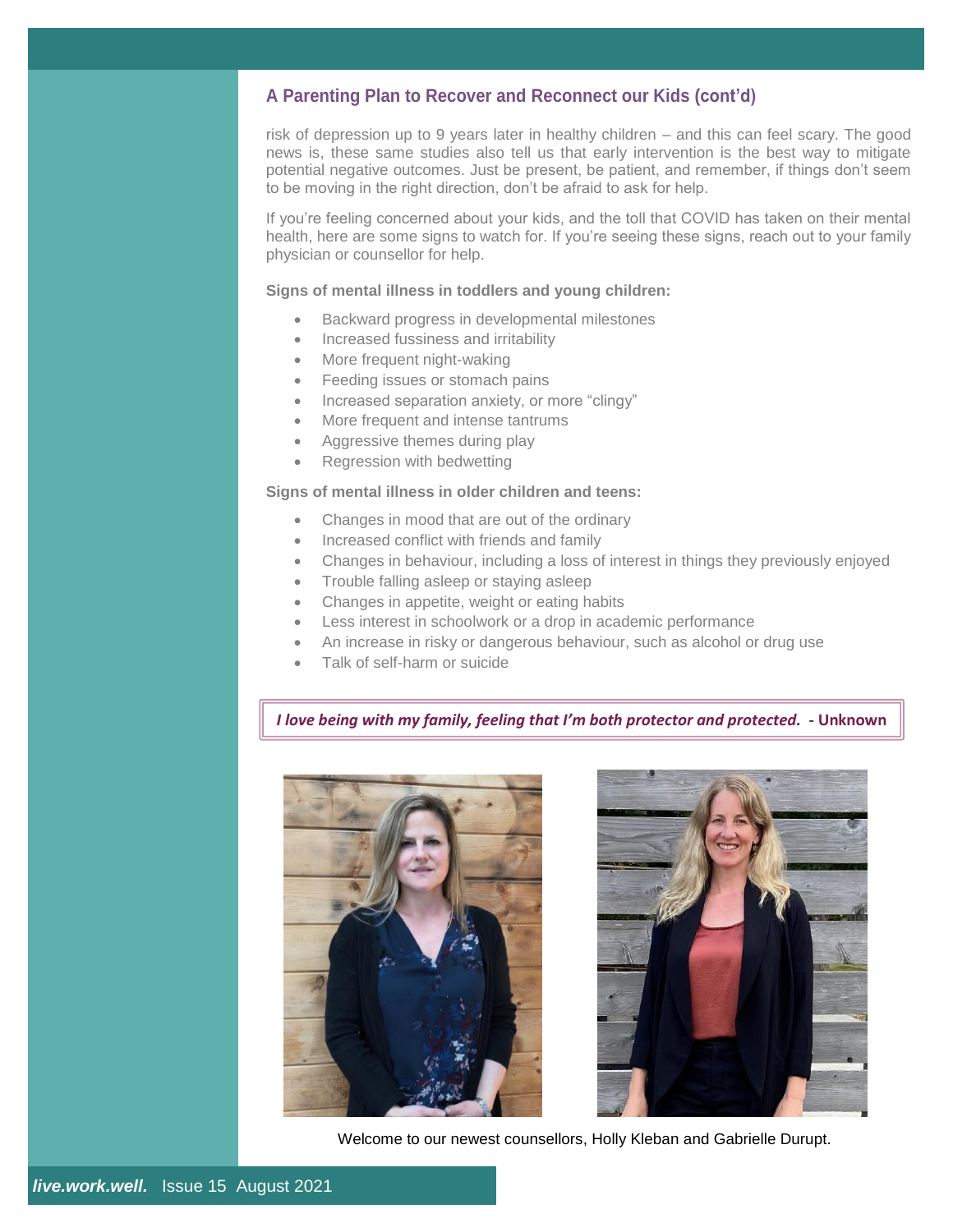## A Parenting Plan to Recover and Reconnect our Kids (cont'd)

risk of depression up to 9 years later in healthy children – and this can feel scary. The good news is, these same studies also tell us that early intervention is the best way to mitigate potential negative outcomes. Just be present, be patient, and remember, if things don't seem to be moving in the right direction, don't be afraid to ask for help.

If you're feeling concerned about your kids, and the toll that COVID has taken on their mental health, here are some signs to watch for. If you're seeing these signs, reach out to your family physician or counsellor for help.

**Signs of mental illness in toddlers and young children:**

- Backward progress in developmental milestones
- Increased fussiness and irritability
- More frequent night-waking
- Feeding issues or stomach pains
- Increased separation anxiety, or more "clingy"
- More frequent and intense tantrums
- Aggressive themes during play
- Regression with bedwetting

**Signs of mental illness in older children and teens:**

- Changes in mood that are out of the ordinary
- Increased conflict with friends and family
- Changes in behaviour, including a loss of interest in things they previously enjoyed
- Trouble falling asleep or staying asleep
- Changes in appetite, weight or eating habits
- Less interest in schoolwork or a drop in academic performance
- An increase in risky or dangerous behaviour, such as alcohol or drug use
- Talk of self-harm or suicide

***I love being with my family, feeling that I'm both protector and protected.*** **- Unknown**

Welcome to our newest counsellors, Holly Kleban and Gabrielle Durupt.